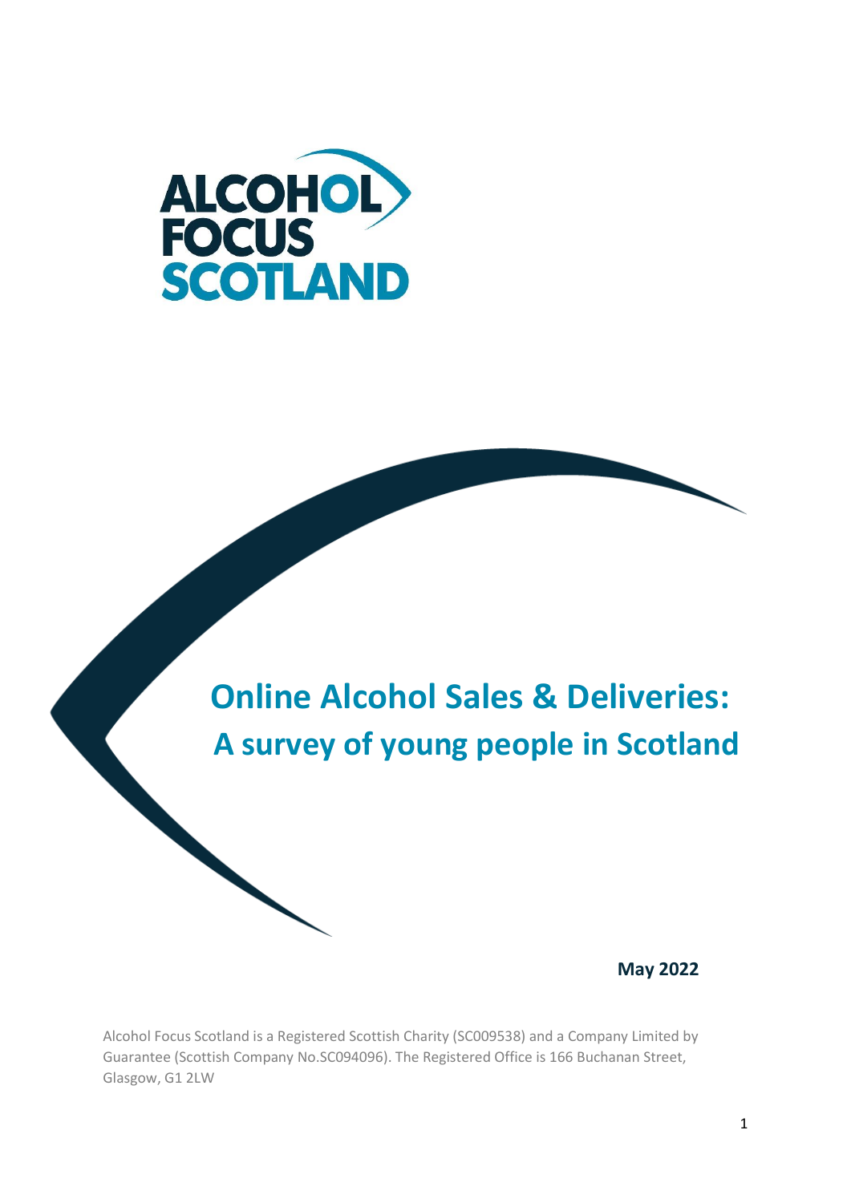ALCOHOL FOCUS SCOTLAND

# Online Alcohol Sales & Deliveries: A survey of young people in Scotland

**May 2022**

Alcohol Focus Scotland is a Registered Scottish Charity (SC009538) and a Company Limited by Guarantee (Scottish Company No.SC094096). The Registered Office is 166 Buchanan Street, Glasgow, G1 2LW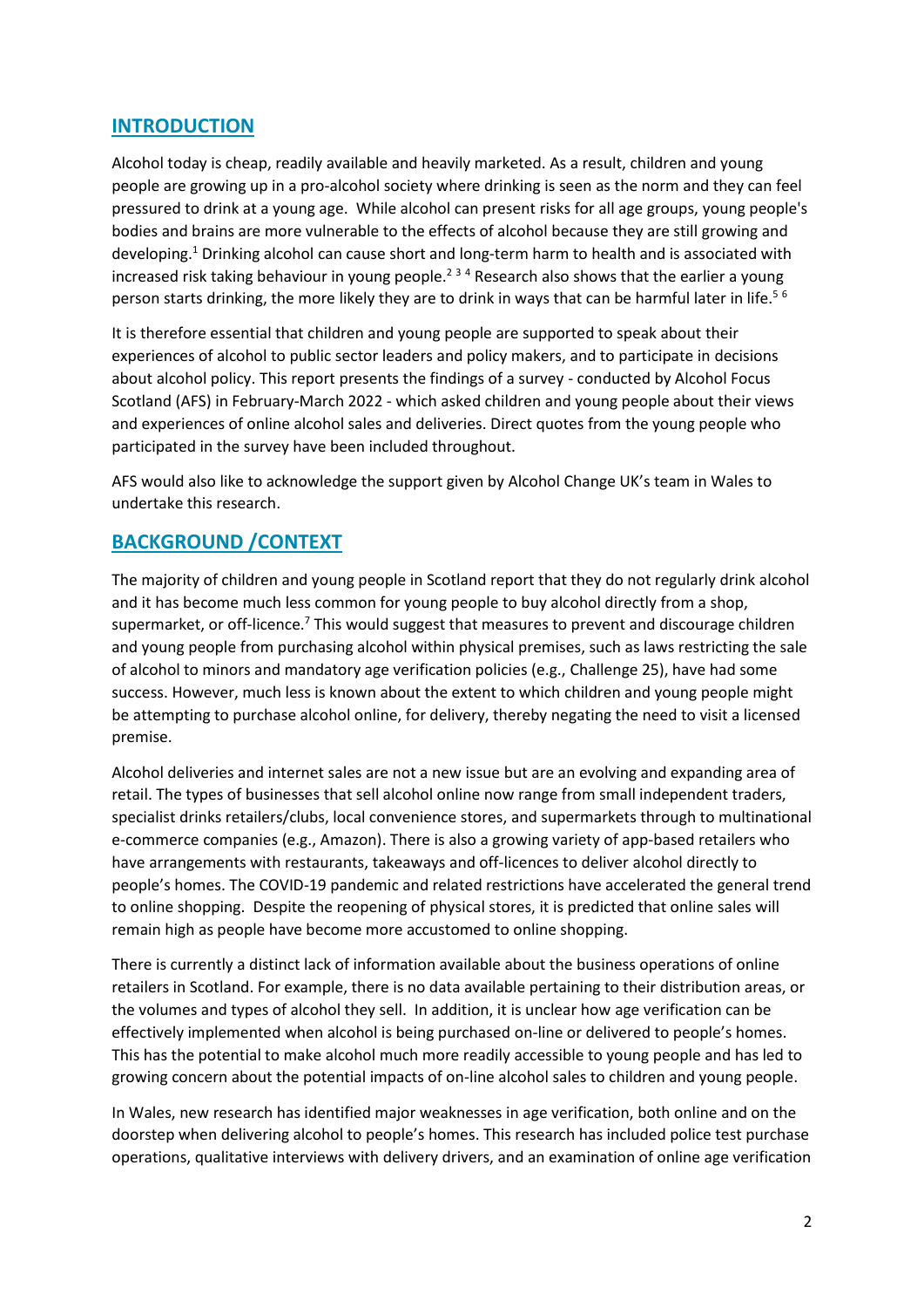## INTRODUCTION

Alcohol today is cheap, readily available and heavily marketed. As a result, children and young people are growing up in a pro-alcohol society where drinking is seen as the norm and they can feel pressured to drink at a young age. While alcohol can present risks for all age groups, young people's bodies and brains are more vulnerable to the effects of alcohol because they are still growing and developing.[1] Drinking alcohol can cause short and long-term harm to health and is associated with increased risk taking behaviour in young people.[2 3 4] Research also shows that the earlier a young person starts drinking, the more likely they are to drink in ways that can be harmful later in life.[5 6]

It is therefore essential that children and young people are supported to speak about their experiences of alcohol to public sector leaders and policy makers, and to participate in decisions about alcohol policy. This report presents the findings of a survey - conducted by Alcohol Focus Scotland (AFS) in February-March 2022 - which asked children and young people about their views and experiences of online alcohol sales and deliveries. Direct quotes from the young people who participated in the survey have been included throughout.

AFS would also like to acknowledge the support given by Alcohol Change UK's team in Wales to undertake this research.

## BACKGROUND /CONTEXT

The majority of children and young people in Scotland report that they do not regularly drink alcohol and it has become much less common for young people to buy alcohol directly from a shop, supermarket, or off-licence.[7] This would suggest that measures to prevent and discourage children and young people from purchasing alcohol within physical premises, such as laws restricting the sale of alcohol to minors and mandatory age verification policies (e.g., Challenge 25), have had some success. However, much less is known about the extent to which children and young people might be attempting to purchase alcohol online, for delivery, thereby negating the need to visit a licensed premise.

Alcohol deliveries and internet sales are not a new issue but are an evolving and expanding area of retail. The types of businesses that sell alcohol online now range from small independent traders, specialist drinks retailers/clubs, local convenience stores, and supermarkets through to multinational e-commerce companies (e.g., Amazon). There is also a growing variety of app-based retailers who have arrangements with restaurants, takeaways and off-licences to deliver alcohol directly to people's homes. The COVID-19 pandemic and related restrictions have accelerated the general trend to online shopping. Despite the reopening of physical stores, it is predicted that online sales will remain high as people have become more accustomed to online shopping.

There is currently a distinct lack of information available about the business operations of online retailers in Scotland. For example, there is no data available pertaining to their distribution areas, or the volumes and types of alcohol they sell. In addition, it is unclear how age verification can be effectively implemented when alcohol is being purchased on-line or delivered to people's homes. This has the potential to make alcohol much more readily accessible to young people and has led to growing concern about the potential impacts of on-line alcohol sales to children and young people.

In Wales, new research has identified major weaknesses in age verification, both online and on the doorstep when delivering alcohol to people's homes. This research has included police test purchase operations, qualitative interviews with delivery drivers, and an examination of online age verification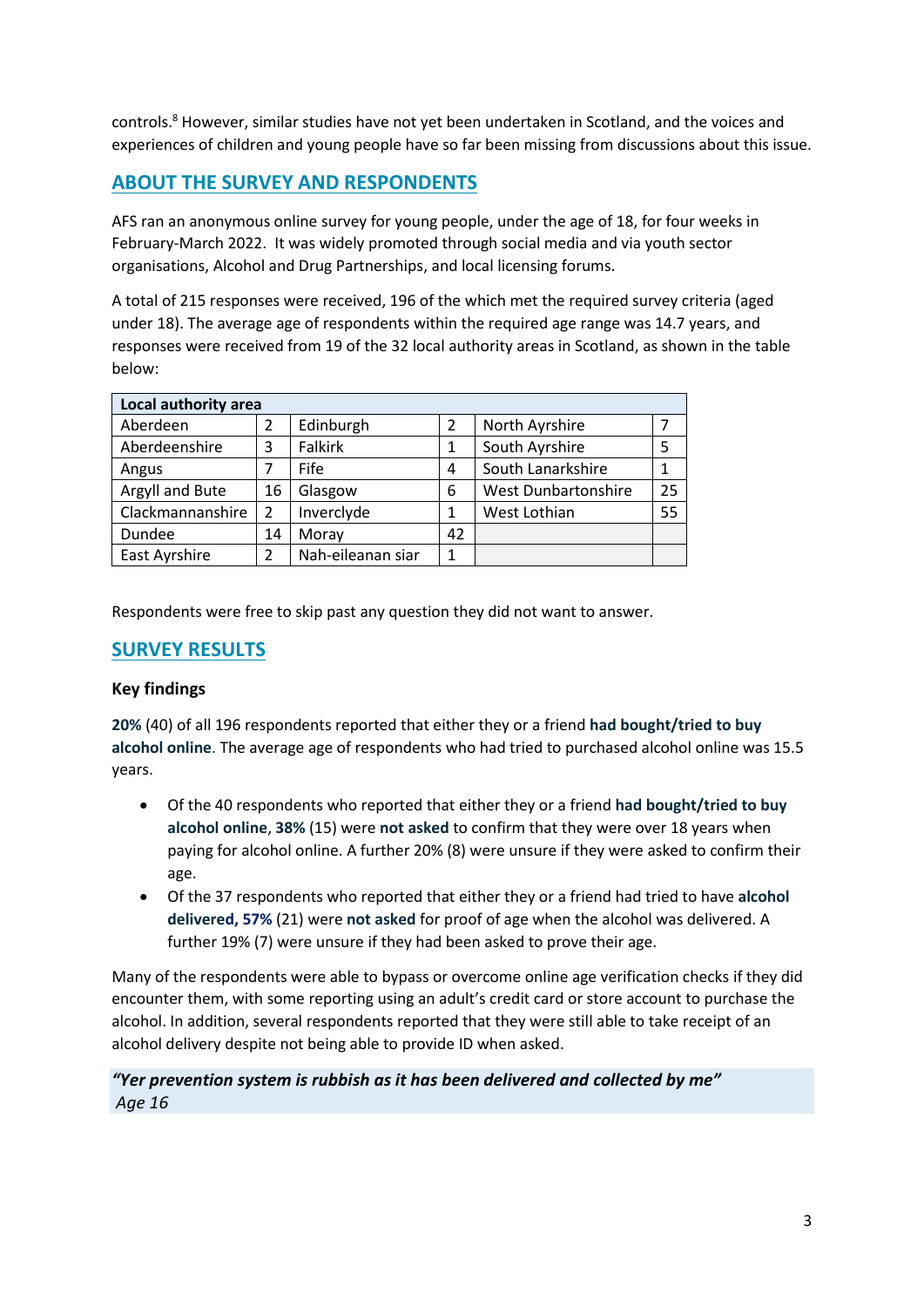controls.[8] However, similar studies have not yet been undertaken in Scotland, and the voices and experiences of children and young people have so far been missing from discussions about this issue.

## ABOUT THE SURVEY AND RESPONDENTS

AFS ran an anonymous online survey for young people, under the age of 18, for four weeks in February-March 2022. It was widely promoted through social media and via youth sector organisations, Alcohol and Drug Partnerships, and local licensing forums.

A total of 215 responses were received, 196 of the which met the required survey criteria (aged under 18). The average age of respondents within the required age range was 14.7 years, and responses were received from 19 of the 32 local authority areas in Scotland, as shown in the table below:

| Local authority area | | | | | |
|---|---|---|---|---|---|
| Aberdeen | 2 | Edinburgh | 2 | North Ayrshire | 7 |
| Aberdeenshire | 3 | Falkirk | 1 | South Ayrshire | 5 |
| Angus | 7 | Fife | 4 | South Lanarkshire | 1 |
| Argyll and Bute | 16 | Glasgow | 6 | West Dunbartonshire | 25 |
| Clackmannanshire | 2 | Inverclyde | 1 | West Lothian | 55 |
| Dundee | 14 | Moray | 42 | | |
| East Ayrshire | 2 | Nah-eileanan siar | 1 | | |

Respondents were free to skip past any question they did not want to answer.

## SURVEY RESULTS

### Key findings

**20%** (40) of all 196 respondents reported that either they or a friend **had bought/tried to buy alcohol online**. The average age of respondents who had tried to purchased alcohol online was 15.5 years.

- Of the 40 respondents who reported that either they or a friend **had bought/tried to buy alcohol online**, **38%** (15) were **not asked** to confirm that they were over 18 years when paying for alcohol online. A further 20% (8) were unsure if they were asked to confirm their age.
- Of the 37 respondents who reported that either they or a friend had tried to have **alcohol delivered, 57%** (21) were **not asked** for proof of age when the alcohol was delivered. A further 19% (7) were unsure if they had been asked to prove their age.

Many of the respondents were able to bypass or overcome online age verification checks if they did encounter them, with some reporting using an adult's credit card or store account to purchase the alcohol. In addition, several respondents reported that they were still able to take receipt of an alcohol delivery despite not being able to provide ID when asked.

***"Yer prevention system is rubbish as it has been delivered and collected by me"***
*Age 16*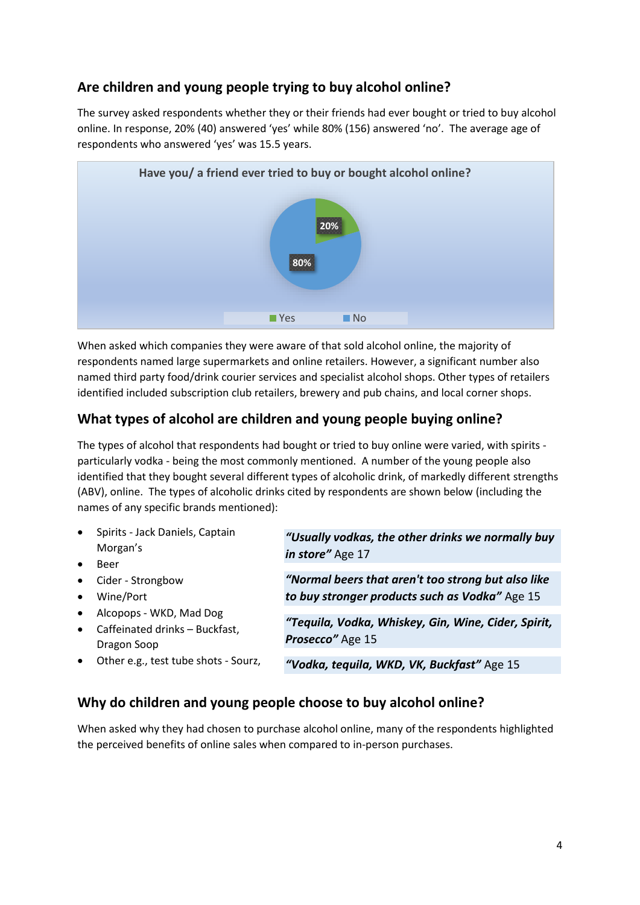## Are children and young people trying to buy alcohol online?

The survey asked respondents whether they or their friends had ever bought or tried to buy alcohol online. In response, 20% (40) answered 'yes' while 80% (156) answered 'no'. The average age of respondents who answered 'yes' was 15.5 years.

Have you/ a friend ever tried to buy or bought alcohol online?

| Response | Percentage |
| --- | --- |
| Yes | 20% |
| No | 80% |

When asked which companies they were aware of that sold alcohol online, the majority of respondents named large supermarkets and online retailers. However, a significant number also named third party food/drink courier services and specialist alcohol shops. Other types of retailers identified included subscription club retailers, brewery and pub chains, and local corner shops.

## What types of alcohol are children and young people buying online?

The types of alcohol that respondents had bought or tried to buy online were varied, with spirits - particularly vodka - being the most commonly mentioned. A number of the young people also identified that they bought several different types of alcoholic drink, of markedly different strengths (ABV), online. The types of alcoholic drinks cited by respondents are shown below (including the names of any specific brands mentioned):

- Spirits - Jack Daniels, Captain Morgan's
- Beer
- Cider - Strongbow
- Wine/Port
- Alcopops - WKD, Mad Dog
- Caffeinated drinks – Buckfast, Dragon Soop
- Other e.g., test tube shots - Sourz,

***"Usually vodkas, the other drinks we normally buy in store"*** Age 17

***"Normal beers that aren't too strong but also like to buy stronger products such as Vodka"*** Age 15

***"Tequila, Vodka, Whiskey, Gin, Wine, Cider, Spirit, Prosecco"*** Age 15

***"Vodka, tequila, WKD, VK, Buckfast"*** Age 15

## Why do children and young people choose to buy alcohol online?

When asked why they had chosen to purchase alcohol online, many of the respondents highlighted the perceived benefits of online sales when compared to in-person purchases.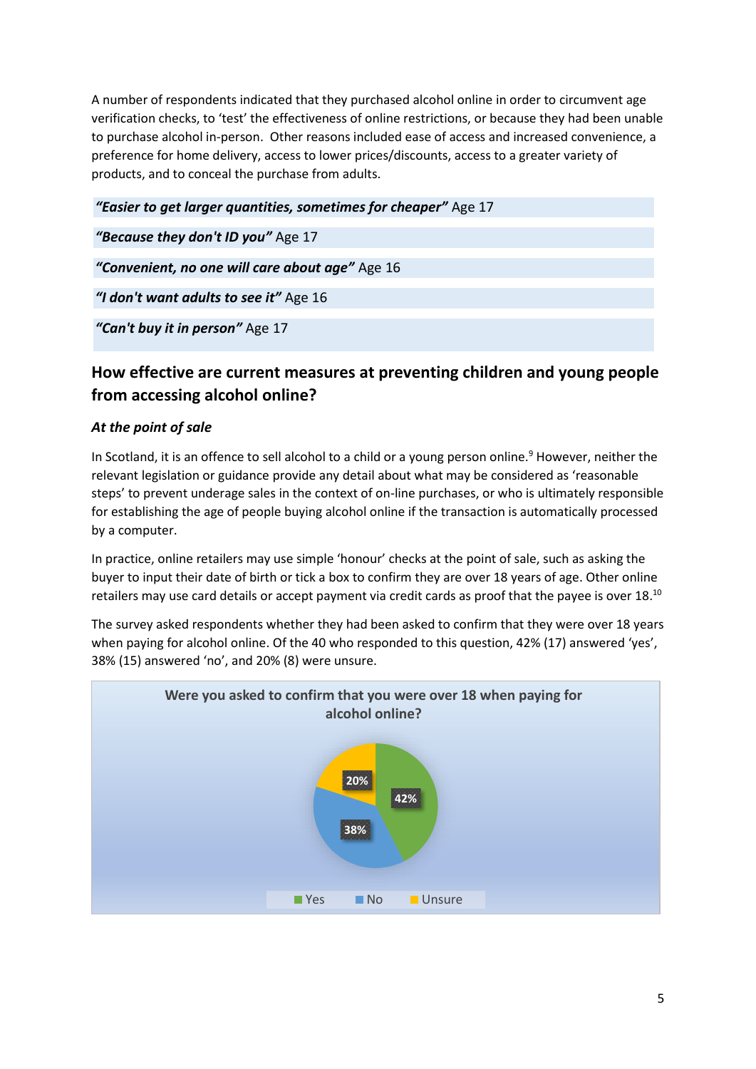A number of respondents indicated that they purchased alcohol online in order to circumvent age verification checks, to 'test' the effectiveness of online restrictions, or because they had been unable to purchase alcohol in-person. Other reasons included ease of access and increased convenience, a preference for home delivery, access to lower prices/discounts, access to a greater variety of products, and to conceal the purchase from adults.

***"Easier to get larger quantities, sometimes for cheaper"*** Age 17

***"Because they don't ID you"*** Age 17

***"Convenient, no one will care about age"*** Age 16

***"I don't want adults to see it"*** Age 16

***"Can't buy it in person"*** Age 17

## How effective are current measures at preventing children and young people from accessing alcohol online?

### *At the point of sale*

In Scotland, it is an offence to sell alcohol to a child or a young person online.[9] However, neither the relevant legislation or guidance provide any detail about what may be considered as 'reasonable steps' to prevent underage sales in the context of on-line purchases, or who is ultimately responsible for establishing the age of people buying alcohol online if the transaction is automatically processed by a computer.

In practice, online retailers may use simple 'honour' checks at the point of sale, such as asking the buyer to input their date of birth or tick a box to confirm they are over 18 years of age. Other online retailers may use card details or accept payment via credit cards as proof that the payee is over 18.[10]

The survey asked respondents whether they had been asked to confirm that they were over 18 years when paying for alcohol online. Of the 40 who responded to this question, 42% (17) answered 'yes', 38% (15) answered 'no', and 20% (8) were unsure.

**Were you asked to confirm that you were over 18 when paying for alcohol online?**

| Response | Percentage |
|---|---|
| Yes | 42% |
| No | 38% |
| Unsure | 20% |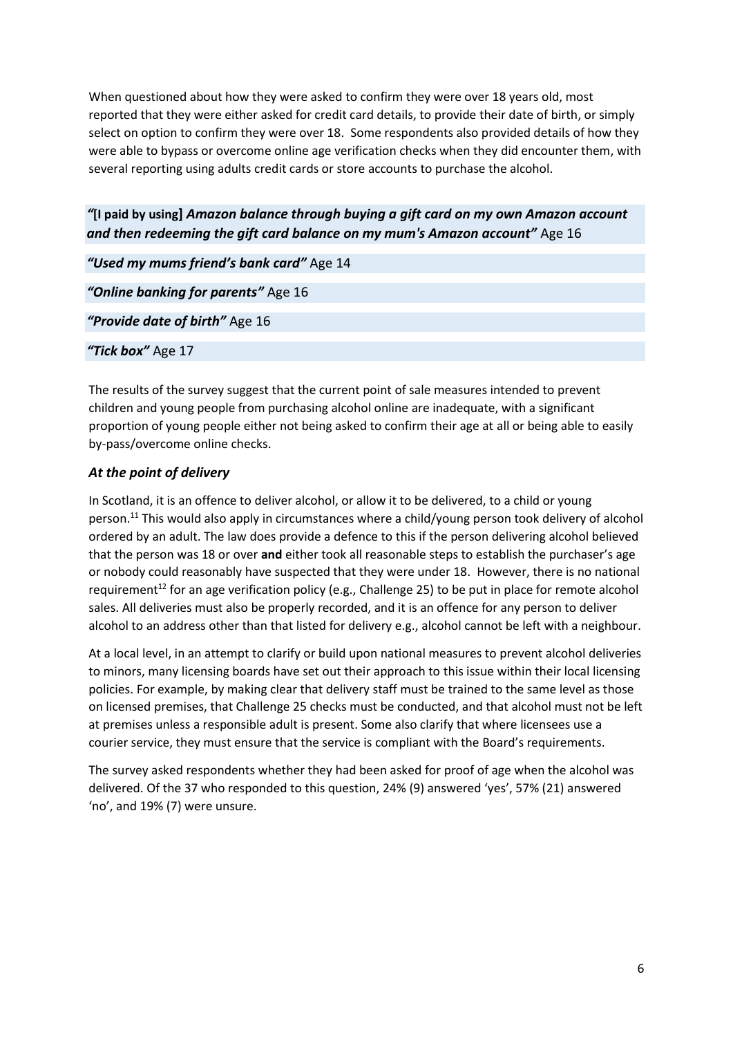When questioned about how they were asked to confirm they were over 18 years old, most reported that they were either asked for credit card details, to provide their date of birth, or simply select on option to confirm they were over 18. Some respondents also provided details of how they were able to bypass or overcome online age verification checks when they did encounter them, with several reporting using adults credit cards or store accounts to purchase the alcohol.

> ***"*[I paid by using]** ***Amazon balance through buying a gift card on my own Amazon account and then redeeming the gift card balance on my mum's Amazon account"*** Age 16
>
> ***"Used my mums friend's bank card"*** Age 14
>
> ***"Online banking for parents"*** Age 16
>
> ***"Provide date of birth"*** Age 16
>
> ***"Tick box"*** Age 17

The results of the survey suggest that the current point of sale measures intended to prevent children and young people from purchasing alcohol online are inadequate, with a significant proportion of young people either not being asked to confirm their age at all or being able to easily by-pass/overcome online checks.

### *At the point of delivery*

In Scotland, it is an offence to deliver alcohol, or allow it to be delivered, to a child or young person.[11] This would also apply in circumstances where a child/young person took delivery of alcohol ordered by an adult. The law does provide a defence to this if the person delivering alcohol believed that the person was 18 or over **and** either took all reasonable steps to establish the purchaser's age or nobody could reasonably have suspected that they were under 18. However, there is no national requirement[12] for an age verification policy (e.g., Challenge 25) to be put in place for remote alcohol sales. All deliveries must also be properly recorded, and it is an offence for any person to deliver alcohol to an address other than that listed for delivery e.g., alcohol cannot be left with a neighbour.

At a local level, in an attempt to clarify or build upon national measures to prevent alcohol deliveries to minors, many licensing boards have set out their approach to this issue within their local licensing policies. For example, by making clear that delivery staff must be trained to the same level as those on licensed premises, that Challenge 25 checks must be conducted, and that alcohol must not be left at premises unless a responsible adult is present. Some also clarify that where licensees use a courier service, they must ensure that the service is compliant with the Board's requirements.

The survey asked respondents whether they had been asked for proof of age when the alcohol was delivered. Of the 37 who responded to this question, 24% (9) answered 'yes', 57% (21) answered 'no', and 19% (7) were unsure.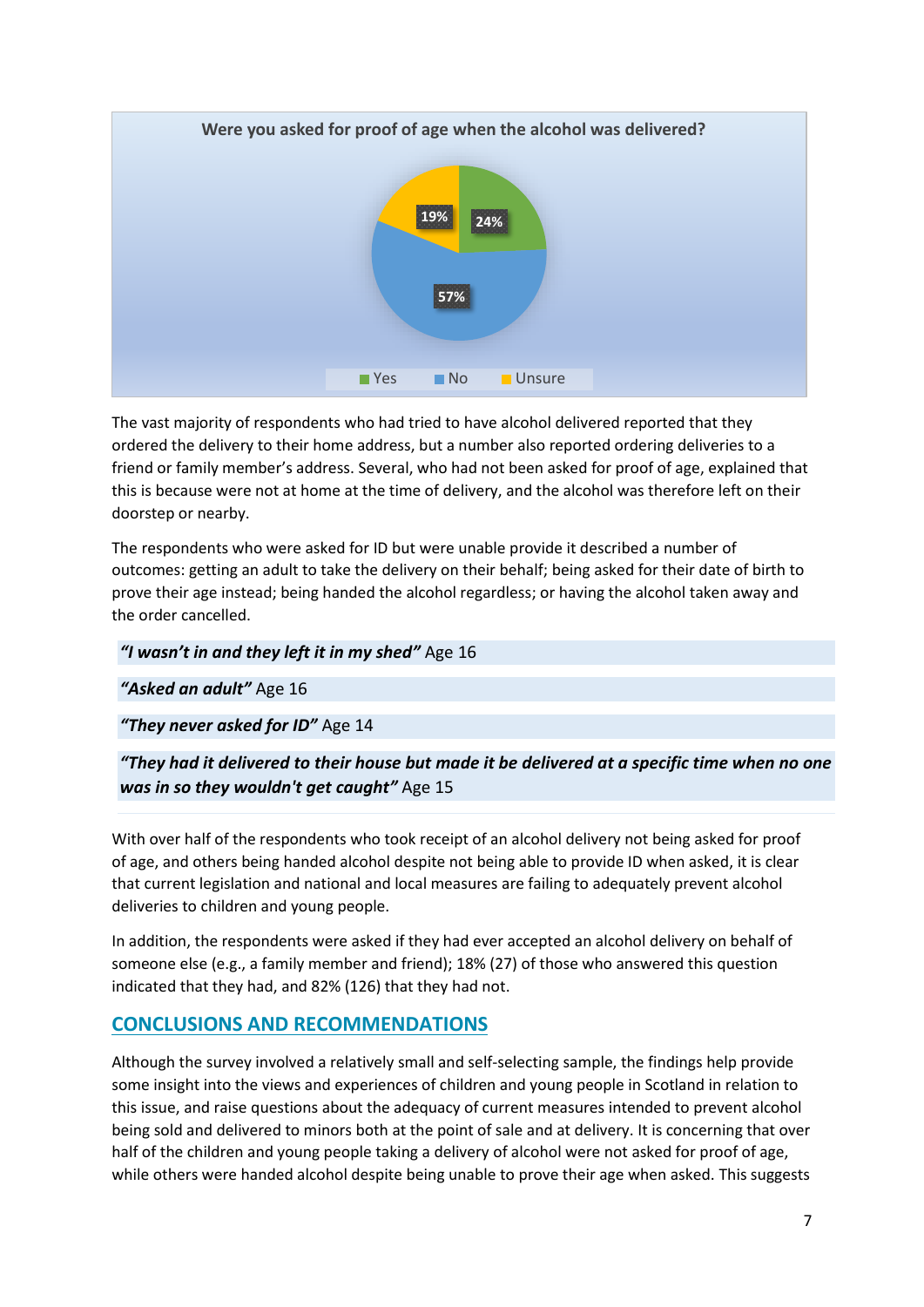**Were you asked for proof of age when the alcohol was delivered?**

| Response | Percentage |
|---|---|
| Yes | 24% |
| No | 57% |
| Unsure | 19% |

The vast majority of respondents who had tried to have alcohol delivered reported that they ordered the delivery to their home address, but a number also reported ordering deliveries to a friend or family member's address. Several, who had not been asked for proof of age, explained that this is because were not at home at the time of delivery, and the alcohol was therefore left on their doorstep or nearby.

The respondents who were asked for ID but were unable provide it described a number of outcomes: getting an adult to take the delivery on their behalf; being asked for their date of birth to prove their age instead; being handed the alcohol regardless; or having the alcohol taken away and the order cancelled.

***"I wasn't in and they left it in my shed"*** Age 16

***"Asked an adult"*** Age 16

***"They never asked for ID"*** Age 14

***"They had it delivered to their house but made it be delivered at a specific time when no one was in so they wouldn't get caught"*** Age 15

With over half of the respondents who took receipt of an alcohol delivery not being asked for proof of age, and others being handed alcohol despite not being able to provide ID when asked, it is clear that current legislation and national and local measures are failing to adequately prevent alcohol deliveries to children and young people.

In addition, the respondents were asked if they had ever accepted an alcohol delivery on behalf of someone else (e.g., a family member and friend); 18% (27) of those who answered this question indicated that they had, and 82% (126) that they had not.

## CONCLUSIONS AND RECOMMENDATIONS

Although the survey involved a relatively small and self-selecting sample, the findings help provide some insight into the views and experiences of children and young people in Scotland in relation to this issue, and raise questions about the adequacy of current measures intended to prevent alcohol being sold and delivered to minors both at the point of sale and at delivery. It is concerning that over half of the children and young people taking a delivery of alcohol were not asked for proof of age, while others were handed alcohol despite being unable to prove their age when asked. This suggests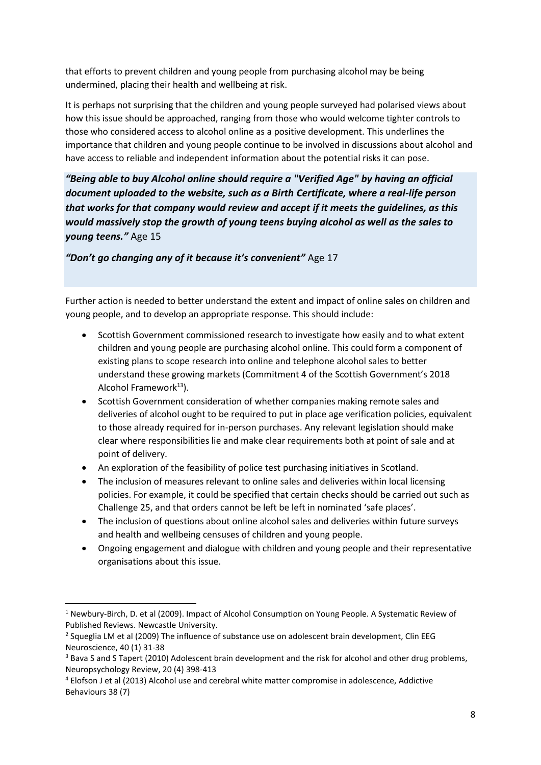that efforts to prevent children and young people from purchasing alcohol may be being undermined, placing their health and wellbeing at risk.

It is perhaps not surprising that the children and young people surveyed had polarised views about how this issue should be approached, ranging from those who would welcome tighter controls to those who considered access to alcohol online as a positive development. This underlines the importance that children and young people continue to be involved in discussions about alcohol and have access to reliable and independent information about the potential risks it can pose.

> ***"Being able to buy Alcohol online should require a "Verified Age" by having an official document uploaded to the website, such as a Birth Certificate, where a real-life person that works for that company would review and accept if it meets the guidelines, as this would massively stop the growth of young teens buying alcohol as well as the sales to young teens."*** Age 15
>
> ***"Don't go changing any of it because it's convenient"*** Age 17

Further action is needed to better understand the extent and impact of online sales on children and young people, and to develop an appropriate response. This should include:

- Scottish Government commissioned research to investigate how easily and to what extent children and young people are purchasing alcohol online. This could form a component of existing plans to scope research into online and telephone alcohol sales to better understand these growing markets (Commitment 4 of the Scottish Government's 2018 Alcohol Framework[13]).
- Scottish Government consideration of whether companies making remote sales and deliveries of alcohol ought to be required to put in place age verification policies, equivalent to those already required for in-person purchases. Any relevant legislation should make clear where responsibilities lie and make clear requirements both at point of sale and at point of delivery.
- An exploration of the feasibility of police test purchasing initiatives in Scotland.
- The inclusion of measures relevant to online sales and deliveries within local licensing policies. For example, it could be specified that certain checks should be carried out such as Challenge 25, and that orders cannot be left be left in nominated 'safe places'.
- The inclusion of questions about online alcohol sales and deliveries within future surveys and health and wellbeing censuses of children and young people.
- Ongoing engagement and dialogue with children and young people and their representative organisations about this issue.

---

[1] Newbury-Birch, D. et al (2009). Impact of Alcohol Consumption on Young People. A Systematic Review of Published Reviews. Newcastle University.

[2] Squeglia LM et al (2009) The influence of substance use on adolescent brain development, Clin EEG Neuroscience, 40 (1) 31-38

[3] Bava S and S Tapert (2010) Adolescent brain development and the risk for alcohol and other drug problems, Neuropsychology Review, 20 (4) 398-413

[4] Elofson J et al (2013) Alcohol use and cerebral white matter compromise in adolescence, Addictive Behaviours 38 (7)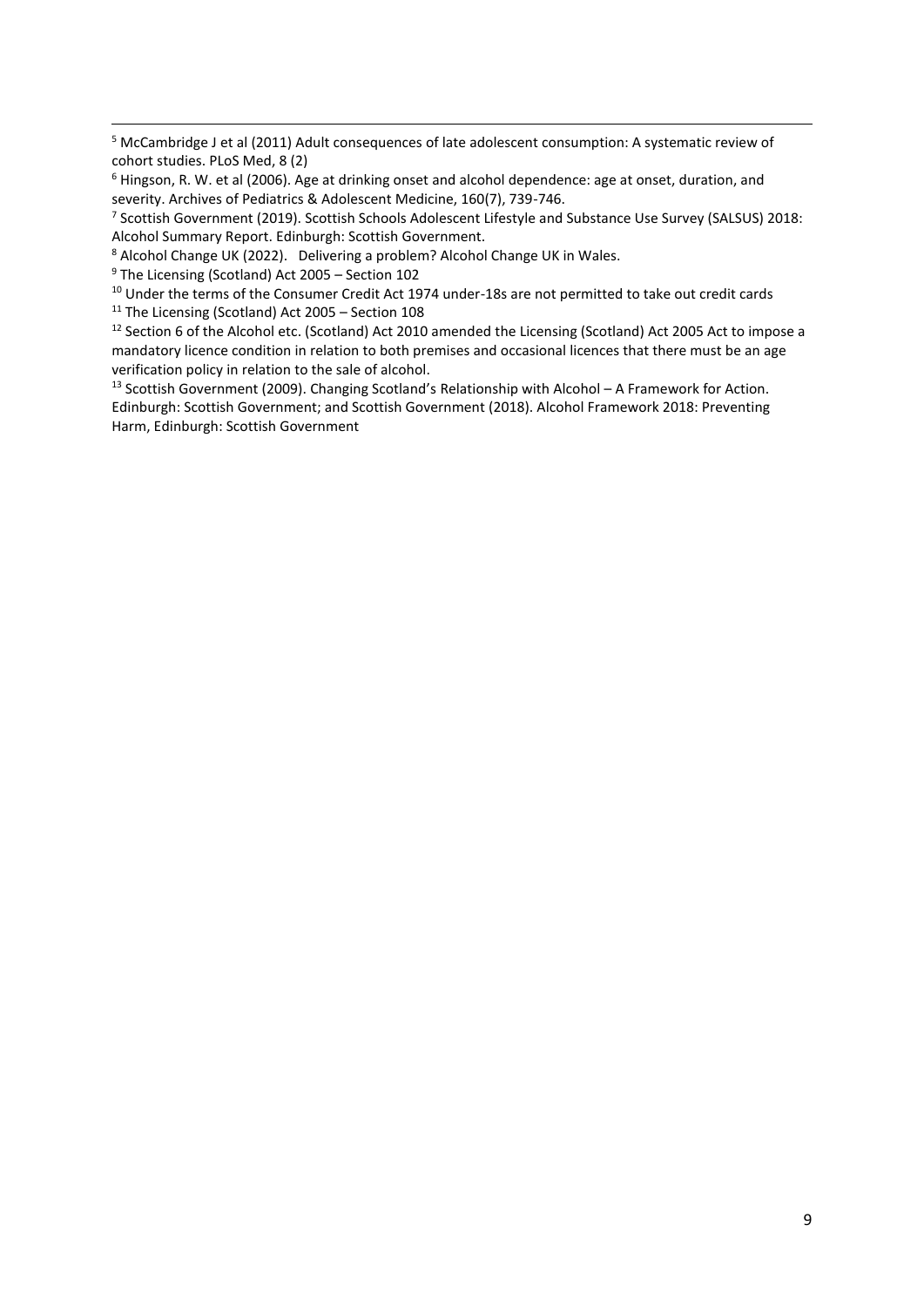[5] McCambridge J et al (2011) Adult consequences of late adolescent consumption: A systematic review of cohort studies. PLoS Med, 8 (2)

[6] Hingson, R. W. et al (2006). Age at drinking onset and alcohol dependence: age at onset, duration, and severity. Archives of Pediatrics & Adolescent Medicine, 160(7), 739-746.

[7] Scottish Government (2019). Scottish Schools Adolescent Lifestyle and Substance Use Survey (SALSUS) 2018: Alcohol Summary Report. Edinburgh: Scottish Government.

[8] Alcohol Change UK (2022). Delivering a problem? Alcohol Change UK in Wales.

[9] The Licensing (Scotland) Act 2005 – Section 102

[10] Under the terms of the Consumer Credit Act 1974 under-18s are not permitted to take out credit cards

[11] The Licensing (Scotland) Act 2005 – Section 108

[12] Section 6 of the Alcohol etc. (Scotland) Act 2010 amended the Licensing (Scotland) Act 2005 Act to impose a mandatory licence condition in relation to both premises and occasional licences that there must be an age verification policy in relation to the sale of alcohol.

[13] Scottish Government (2009). Changing Scotland's Relationship with Alcohol – A Framework for Action. Edinburgh: Scottish Government; and Scottish Government (2018). Alcohol Framework 2018: Preventing Harm, Edinburgh: Scottish Government